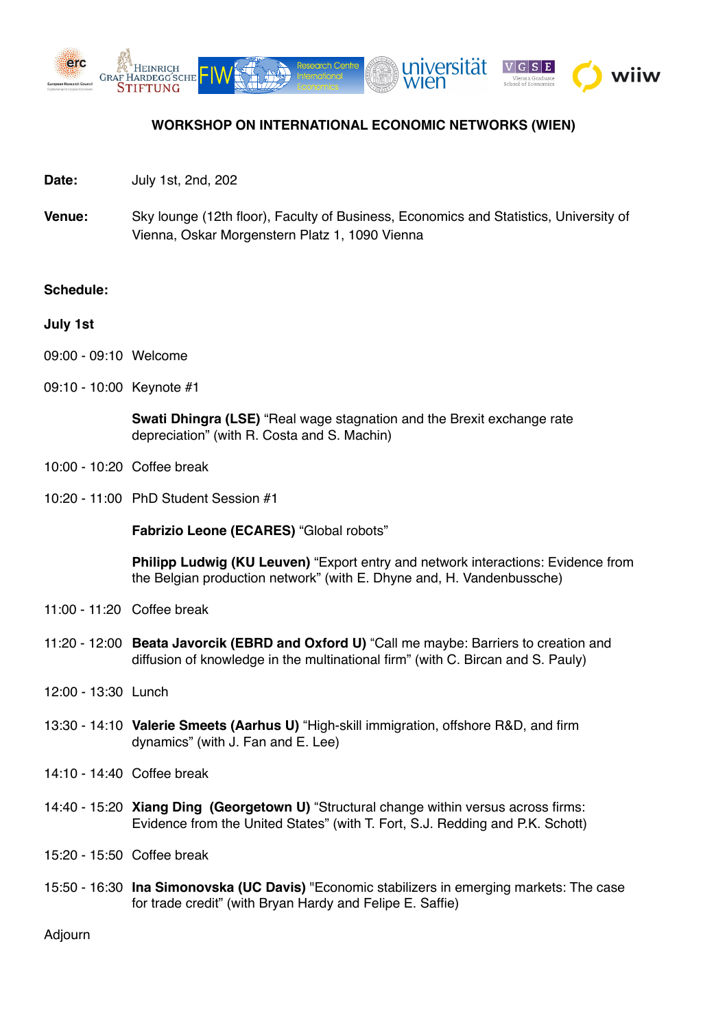# WORKSHOP ON INTERNATIONAL ECONOMIC NETWORKS (WIEN)

**Date:** July 1st, 2nd, 202

**Venue:** Sky lounge (12th floor), Faculty of Business, Economics and Statistics, University of Vienna, Oskar Morgenstern Platz 1, 1090 Vienna

**Schedule:**

**July 1st**

09:00 - 09:10 Welcome

09:10 - 10:00 Keynote #1

**Swati Dhingra (LSE)** "Real wage stagnation and the Brexit exchange rate depreciation" (with R. Costa and S. Machin)

10:00 - 10:20 Coffee break

10:20 - 11:00 PhD Student Session #1

**Fabrizio Leone (ECARES)** "Global robots"

**Philipp Ludwig (KU Leuven)** "Export entry and network interactions: Evidence from the Belgian production network" (with E. Dhyne and, H. Vandenbussche)

11:00 - 11:20 Coffee break

11:20 - 12:00 **Beata Javorcik (EBRD and Oxford U)** "Call me maybe: Barriers to creation and diffusion of knowledge in the multinational firm" (with C. Bircan and S. Pauly)

12:00 - 13:30 Lunch

13:30 - 14:10 **Valerie Smeets (Aarhus U)** "High-skill immigration, offshore R&D, and firm dynamics" (with J. Fan and E. Lee)

14:10 - 14:40 Coffee break

14:40 - 15:20 **Xiang Ding (Georgetown U)** "Structural change within versus across firms: Evidence from the United States" (with T. Fort, S.J. Redding and P.K. Schott)

15:20 - 15:50 Coffee break

15:50 - 16:30 **Ina Simonovska (UC Davis)** "Economic stabilizers in emerging markets: The case for trade credit" (with Bryan Hardy and Felipe E. Saffie)

Adjourn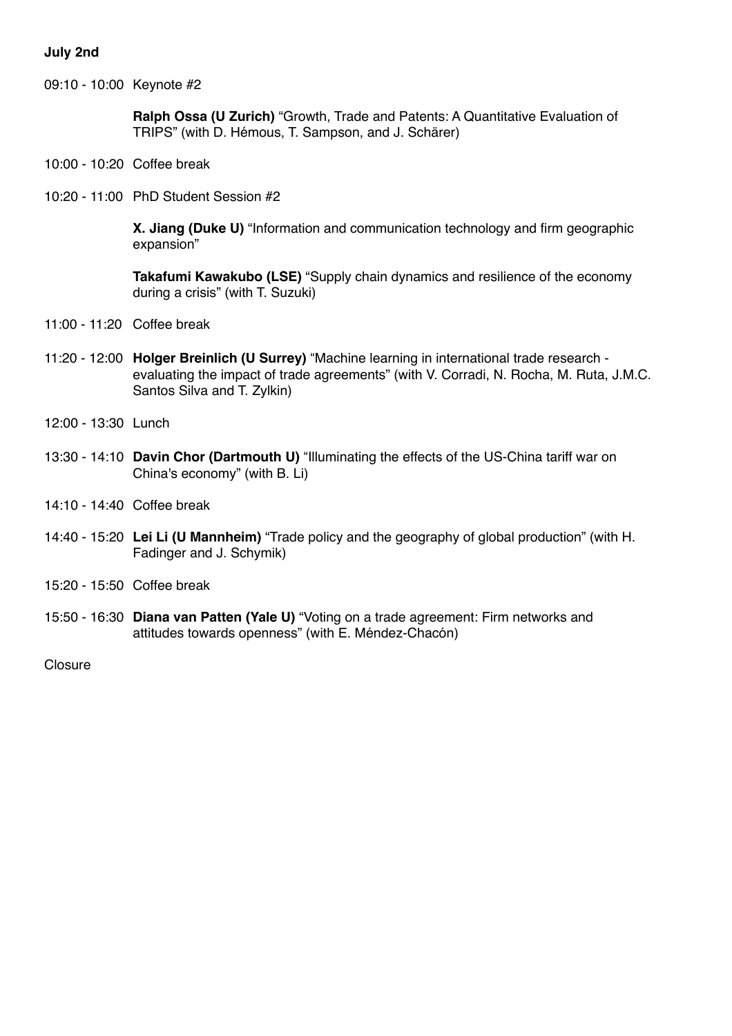**July 2nd**

09:10 - 10:00 Keynote #2

**Ralph Ossa (U Zurich)** "Growth, Trade and Patents: A Quantitative Evaluation of TRIPS" (with D. Hémous, T. Sampson, and J. Schärer)

10:00 - 10:20 Coffee break

10:20 - 11:00 PhD Student Session #2

**X. Jiang (Duke U)** "Information and communication technology and firm geographic expansion"

**Takafumi Kawakubo (LSE)** "Supply chain dynamics and resilience of the economy during a crisis" (with T. Suzuki)

11:00 - 11:20 Coffee break

11:20 - 12:00 **Holger Breinlich (U Surrey)** "Machine learning in international trade research - evaluating the impact of trade agreements" (with V. Corradi, N. Rocha, M. Ruta, J.M.C. Santos Silva and T. Zylkin)

12:00 - 13:30 Lunch

13:30 - 14:10 **Davin Chor (Dartmouth U)** "Illuminating the effects of the US-China tariff war on China's economy" (with B. Li)

14:10 - 14:40 Coffee break

14:40 - 15:20 **Lei Li (U Mannheim)** "Trade policy and the geography of global production" (with H. Fadinger and J. Schymik)

15:20 - 15:50 Coffee break

15:50 - 16:30 **Diana van Patten (Yale U)** "Voting on a trade agreement: Firm networks and attitudes towards openness" (with E. Méndez-Chacón)

Closure